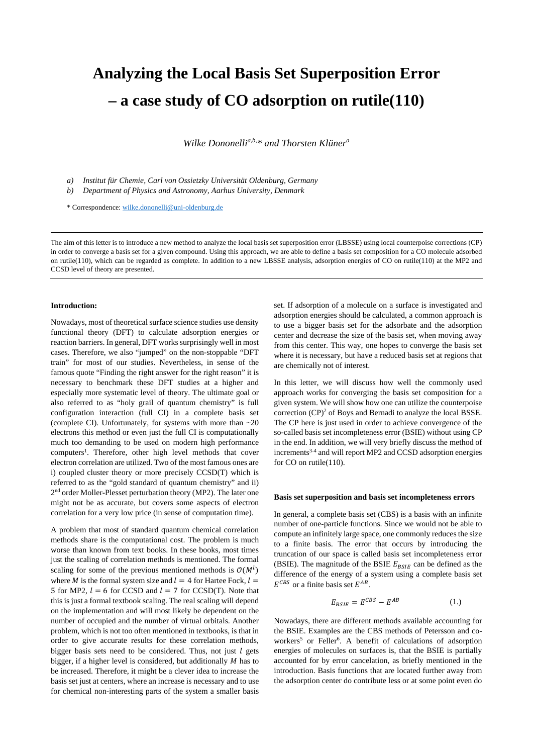# Analyzing the Local Basis Set Superposition Error – a case study of CO adsorption on rutile(110)

*Wilke Dononelli[a,b,*] and Thorsten Klüner[a]*

*a) Institut für Chemie, Carl von Ossietzky Universität Oldenburg, Germany*

*b) Department of Physics and Astronomy, Aarhus University, Denmark*

* Correspondence: wilke.dononelli@uni-oldenburg.de

---

The aim of this letter is to introduce a new method to analyze the local basis set superposition error (LBSSE) using local counterpoise corrections (CP) in order to converge a basis set for a given compound. Using this approach, we are able to define a basis set composition for a CO molecule adsorbed on rutile(110), which can be regarded as complete. In addition to a new LBSSE analysis, adsorption energies of CO on rutile(110) at the MP2 and CCSD level of theory are presented.

---

**Introduction:**

Nowadays, most of theoretical surface science studies use density functional theory (DFT) to calculate adsorption energies or reaction barriers. In general, DFT works surprisingly well in most cases. Therefore, we also "jumped" on the non-stoppable "DFT train" for most of our studies. Nevertheless, in sense of the famous quote "Finding the right answer for the right reason" it is necessary to benchmark these DFT studies at a higher and especially more systematic level of theory. The ultimate goal or also referred to as "holy grail of quantum chemistry" is full configuration interaction (full CI) in a complete basis set (complete CI). Unfortunately, for systems with more than ~20 electrons this method or even just the full CI is computationally much too demanding to be used on modern high performance computers[1]. Therefore, other high level methods that cover electron correlation are utilized. Two of the most famous ones are i) coupled cluster theory or more precisely CCSD(T) which is referred to as the "gold standard of quantum chemistry" and ii) 2nd order Moller-Plesset perturbation theory (MP2). The later one might not be as accurate, but covers some aspects of electron correlation for a very low price (in sense of computation time).

A problem that most of standard quantum chemical correlation methods share is the computational cost. The problem is much worse than known from text books. In these books, most times just the scaling of correlation methods is mentioned. The formal scaling for some of the previous mentioned methods is $\mathcal{O}(M^l)$ where $M$ is the formal system size and $l = 4$ for Hartee Fock, $l = 5$ for MP2, $l = 6$ for CCSD and $l = 7$ for CCSD(T). Note that this is just a formal textbook scaling. The real scaling will depend on the implementation and will most likely be dependent on the number of occupied and the number of virtual orbitals. Another problem, which is not too often mentioned in textbooks, is that in order to give accurate results for these correlation methods, bigger basis sets need to be considered. Thus, not just $l$ gets bigger, if a higher level is considered, but additionally $M$ has to be increased. Therefore, it might be a clever idea to increase the basis set just at centers, where an increase is necessary and to use for chemical non-interesting parts of the system a smaller basis set. If adsorption of a molecule on a surface is investigated and adsorption energies should be calculated, a common approach is to use a bigger basis set for the adsorbate and the adsorption center and decrease the size of the basis set, when moving away from this center. This way, one hopes to converge the basis set where it is necessary, but have a reduced basis set at regions that are chemically not of interest.

In this letter, we will discuss how well the commonly used approach works for converging the basis set composition for a given system. We will show how one can utilize the counterpoise correction (CP)[2] of Boys and Bernadi to analyze the local BSSE. The CP here is just used in order to achieve convergence of the so-called basis set incompleteness error (BSIE) without using CP in the end. In addition, we will very briefly discuss the method of increments[3-4] and will report MP2 and CCSD adsorption energies for CO on rutile(110).

**Basis set superposition and basis set incompleteness errors**

In general, a complete basis set (CBS) is a basis with an infinite number of one-particle functions. Since we would not be able to compute an infinitely large space, one commonly reduces the size to a finite basis. The error that occurs by introducing the truncation of our space is called basis set incompleteness error (BSIE). The magnitude of the BSIE $E_{BSIE}$ can be defined as the difference of the energy of a system using a complete basis set $E^{CBS}$ or a finite basis set $E^{AB}$.

$$E_{BSIE} = E^{CBS} - E^{AB} \qquad (1.)$$

Nowadays, there are different methods available accounting for the BSIE. Examples are the CBS methods of Petersson and co-workers[5] or Feller[6]. A benefit of calculations of adsorption energies of molecules on surfaces is, that the BSIE is partially accounted for by error cancelation, as briefly mentioned in the introduction. Basis functions that are located further away from the adsorption center do contribute less or at some point even do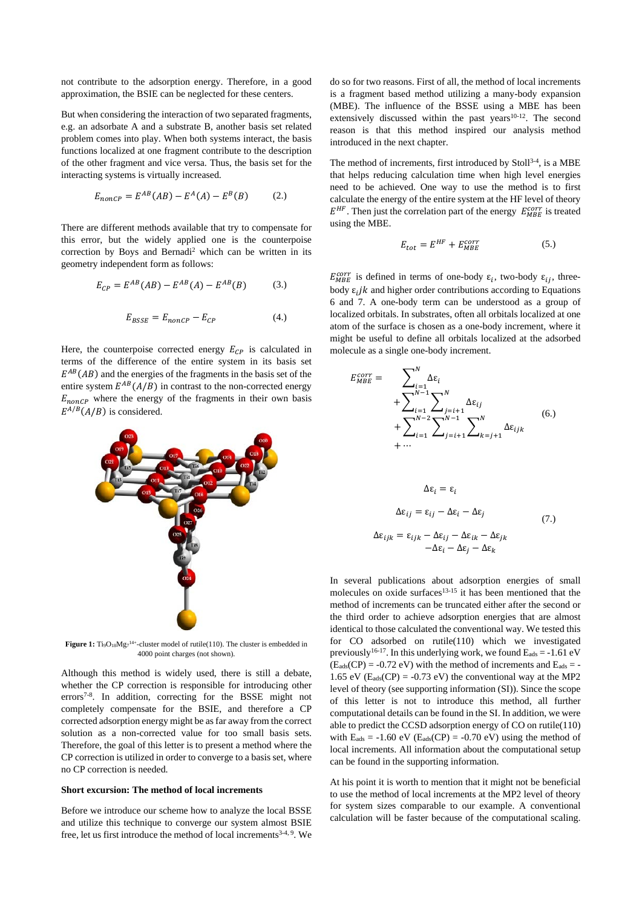not contribute to the adsorption energy. Therefore, in a good approximation, the BSIE can be neglected for these centers.

But when considering the interaction of two separated fragments, e.g. an adsorbate A and a substrate B, another basis set related problem comes into play. When both systems interact, the basis functions localized at one fragment contribute to the description of the other fragment and vice versa. Thus, the basis set for the interacting systems is virtually increased.

$$E_{nonCP} = E^{AB}(AB) - E^{A}(A) - E^{B}(B) \qquad (2.)$$

There are different methods available that try to compensate for this error, but the widely applied one is the counterpoise correction by Boys and Bernadi[2] which can be written in its geometry independent form as follows:

$$E_{CP} = E^{AB}(AB) - E^{AB}(A) - E^{AB}(B) \qquad (3.)$$

$$E_{BSSE} = E_{nonCP} - E_{CP} \qquad (4.)$$

Here, the counterpoise corrected energy $E_{CP}$ is calculated in terms of the difference of the entire system in its basis set $E^{AB}(AB)$ and the energies of the fragments in the basis set of the entire system $E^{AB}(A/B)$ in contrast to the non-corrected energy $E_{nonCP}$ where the energy of the fragments in their own basis $E^{A/B}(A/B)$ is considered.

**Figure 1:** $Ti_9O_{18}Mg_7^{14+}$-cluster model of rutile(110). The cluster is embedded in 4000 point charges (not shown).

Although this method is widely used, there is still a debate, whether the CP correction is responsible for introducing other errors[7-8]. In addition, correcting for the BSSE might not completely compensate for the BSIE, and therefore a CP corrected adsorption energy might be as far away from the correct solution as a non-corrected value for too small basis sets. Therefore, the goal of this letter is to present a method where the CP correction is utilized in order to converge to a basis set, where no CP correction is needed.

**Short excursion: The method of local increments**

Before we introduce our scheme how to analyze the local BSSE and utilize this technique to converge our system almost BSIE free, let us first introduce the method of local increments[3-4, 9]. We do so for two reasons. First of all, the method of local increments is a fragment based method utilizing a many-body expansion (MBE). The influence of the BSSE using a MBE has been extensively discussed within the past years[10-12]. The second reason is that this method inspired our analysis method introduced in the next chapter.

The method of increments, first introduced by Stoll[3-4], is a MBE that helps reducing calculation time when high level energies need to be achieved. One way to use the method is to first calculate the energy of the entire system at the HF level of theory $E^{HF}$. Then just the correlation part of the energy $E_{MBE}^{corr}$ is treated using the MBE.

$$E_{tot} = E^{HF} + E_{MBE}^{corr} \qquad (5.)$$

$E_{MBE}^{corr}$ is defined in terms of one-body $\varepsilon_i$, two-body $\varepsilon_{ij}$, three-body $\varepsilon_{ijk}$ and higher order contributions according to Equations 6 and 7. A one-body term can be understood as a group of localized orbitals. In substrates, often all orbitals localized at one atom of the surface is chosen as a one-body increment, where it might be useful to define all orbitals localized at the adsorbed molecule as a single one-body increment.

$$E_{MBE}^{corr} = \sum_{i=1}^{N} \Delta\varepsilon_i + \sum_{i=1}^{N-1}\sum_{j=i+1}^{N} \Delta\varepsilon_{ij} + \sum_{i=1}^{N-2}\sum_{j=i+1}^{N-1}\sum_{k=j+1}^{N} \Delta\varepsilon_{ijk} + \cdots \qquad (6.)$$

$$\begin{aligned}
\Delta\varepsilon_i &= \varepsilon_i \\
\Delta\varepsilon_{ij} &= \varepsilon_{ij} - \Delta\varepsilon_i - \Delta\varepsilon_j \\
\Delta\varepsilon_{ijk} &= \varepsilon_{ijk} - \Delta\varepsilon_{ij} - \Delta\varepsilon_{ik} - \Delta\varepsilon_{jk} \\
&\quad - \Delta\varepsilon_i - \Delta\varepsilon_j - \Delta\varepsilon_k
\end{aligned} \qquad (7.)$$

In several publications about adsorption energies of small molecules on oxide surfaces[13-15] it has been mentioned that the method of increments can be truncated either after the second or the third order to achieve adsorption energies that are almost identical to those calculated the conventional way. We tested this for CO adsorbed on rutile(110) which we investigated previously[16-17]. In this underlying work, we found $E_{ads}$ = -1.61 eV ($E_{ads}$(CP) = -0.72 eV) with the method of increments and $E_{ads}$ = -1.65 eV ($E_{ads}$(CP) = -0.73 eV) the conventional way at the MP2 level of theory (see supporting information (SI)). Since the scope of this letter is not to introduce this method, all further computational details can be found in the SI. In addition, we were able to predict the CCSD adsorption energy of CO on rutile(110) with $E_{ads}$ = -1.60 eV ($E_{ads}$(CP) = -0.70 eV) using the method of local increments. All information about the computational setup can be found in the supporting information.

At his point it is worth to mention that it might not be beneficial to use the method of local increments at the MP2 level of theory for system sizes comparable to our example. A conventional calculation will be faster because of the computational scaling.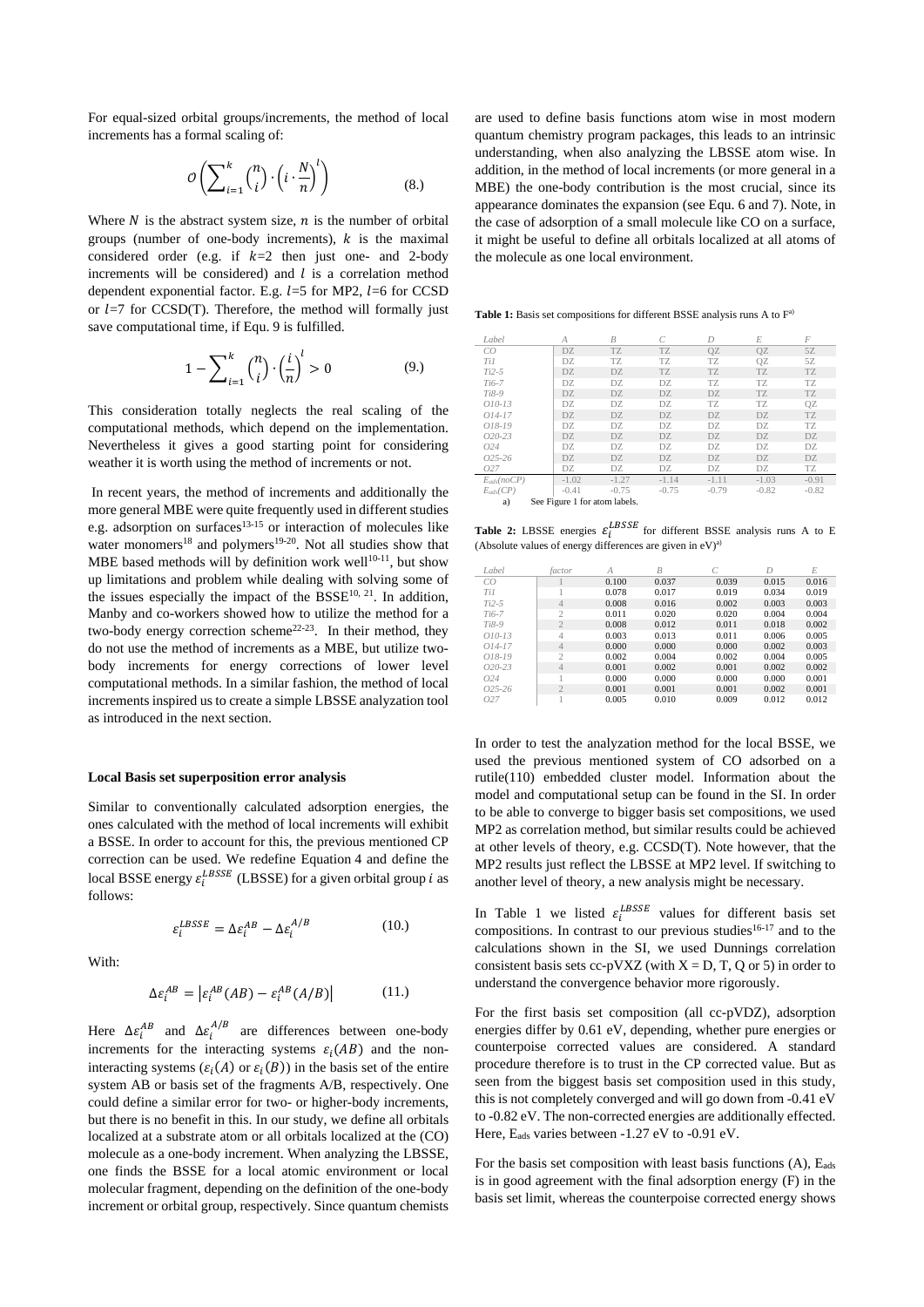For equal-sized orbital groups/increments, the method of local increments has a formal scaling of:

$$\mathcal{O}\left(\sum_{i=1}^{k}\binom{n}{i}\cdot\left(i\cdot\frac{N}{n}\right)^{l}\right) \tag{8.}$$

Where $N$ is the abstract system size, $n$ is the number of orbital groups (number of one-body increments), $k$ is the maximal considered order (e.g. if $k$=2 then just one- and 2-body increments will be considered) and $l$ is a correlation method dependent exponential factor. E.g. $l$=5 for MP2, $l$=6 for CCSD or $l$=7 for CCSD(T). Therefore, the method will formally just save computational time, if Equ. 9 is fulfilled.

$$1-\sum_{i=1}^{k}\binom{n}{i}\cdot\left(\frac{i}{n}\right)^{l}>0 \tag{9.}$$

This consideration totally neglects the real scaling of the computational methods, which depend on the implementation. Nevertheless it gives a good starting point for considering weather it is worth using the method of increments or not.

In recent years, the method of increments and additionally the more general MBE were quite frequently used in different studies e.g. adsorption on surfaces[13-15] or interaction of molecules like water monomers[18] and polymers[19-20]. Not all studies show that MBE based methods will by definition work well[10-11], but show up limitations and problem while dealing with solving some of the issues especially the impact of the BSSE[10, 21]. In addition, Manby and co-workers showed how to utilize the method for a two-body energy correction scheme[22-23]. In their method, they do not use the method of increments as a MBE, but utilize two-body increments for energy corrections of lower level computational methods. In a similar fashion, the method of local increments inspired us to create a simple LBSSE analyzation tool as introduced in the next section.

### Local Basis set superposition error analysis

Similar to conventionally calculated adsorption energies, the ones calculated with the method of local increments will exhibit a BSSE. In order to account for this, the previous mentioned CP correction can be used. We redefine Equation 4 and define the local BSSE energy $\varepsilon_i^{LBSSE}$ (LBSSE) for a given orbital group $i$ as follows:

$$\varepsilon_i^{LBSSE}=\Delta\varepsilon_i^{AB}-\Delta\varepsilon_i^{A/B} \tag{10.}$$

With:

$$\Delta\varepsilon_i^{AB}=\left|\varepsilon_i^{AB}(AB)-\varepsilon_i^{AB}(A/B)\right| \tag{11.}$$

Here $\Delta\varepsilon_i^{AB}$ and $\Delta\varepsilon_i^{A/B}$ are differences between one-body increments for the interacting systems $\varepsilon_i(AB)$ and the non-interacting systems ($\varepsilon_i(A)$ or $\varepsilon_i(B)$) in the basis set of the entire system AB or basis set of the fragments A/B, respectively. One could define a similar error for two- or higher-body increments, but there is no benefit in this. In our study, we define all orbitals localized at a substrate atom or all orbitals localized at the (CO) molecule as a one-body increment. When analyzing the LBSSE, one finds the BSSE for a local atomic environment or local molecular fragment, depending on the definition of the one-body increment or orbital group, respectively. Since quantum chemists are used to define basis functions atom wise in most modern quantum chemistry program packages, this leads to an intrinsic understanding, when also analyzing the LBSSE atom wise. In addition, in the method of local increments (or more general in a MBE) the one-body contribution is the most crucial, since its appearance dominates the expansion (see Equ. 6 and 7). Note, in the case of adsorption of a small molecule like CO on a surface, it might be useful to define all orbitals localized at all atoms of the molecule as one local environment.

**Table 1:** Basis set compositions for different BSSE analysis runs A to F[a)]

| Label | A | B | C | D | E | F |
|---|---|---|---|---|---|---|
| CO | DZ | TZ | TZ | QZ | QZ | 5Z |
| Ti1 | DZ | TZ | TZ | TZ | QZ | 5Z |
| Ti2-5 | DZ | DZ | TZ | TZ | TZ | TZ |
| Ti6-7 | DZ | DZ | DZ | TZ | TZ | TZ |
| Ti8-9 | DZ | DZ | DZ | DZ | TZ | TZ |
| O10-13 | DZ | DZ | DZ | TZ | TZ | QZ |
| O14-17 | DZ | DZ | DZ | DZ | DZ | TZ |
| O18-19 | DZ | DZ | DZ | DZ | DZ | TZ |
| O20-23 | DZ | DZ | DZ | DZ | DZ | DZ |
| O24 | DZ | DZ | DZ | DZ | DZ | DZ |
| O25-26 | DZ | DZ | DZ | DZ | DZ | DZ |
| O27 | DZ | DZ | DZ | DZ | DZ | TZ |
| $E_{ads}$(noCP) | -1.02 | -1.27 | -1.14 | -1.11 | -1.03 | -0.91 |
| $E_{ads}$(CP) | -0.41 | -0.75 | -0.75 | -0.79 | -0.82 | -0.82 |

a) See Figure 1 for atom labels.

**Table 2:** LBSSE energies $\varepsilon_i^{LBSSE}$ for different BSSE analysis runs A to E (Absolute values of energy differences are given in eV)[a)]

| Label | factor | A | B | C | D | E |
|---|---|---|---|---|---|---|
| CO | 1 | 0.100 | 0.037 | 0.039 | 0.015 | 0.016 |
| Ti1 | 1 | 0.078 | 0.017 | 0.019 | 0.034 | 0.019 |
| Ti2-5 | 4 | 0.008 | 0.016 | 0.002 | 0.003 | 0.003 |
| Ti6-7 | 2 | 0.011 | 0.020 | 0.020 | 0.004 | 0.004 |
| Ti8-9 | 2 | 0.008 | 0.012 | 0.011 | 0.018 | 0.002 |
| O10-13 | 4 | 0.003 | 0.013 | 0.011 | 0.006 | 0.005 |
| O14-17 | 4 | 0.000 | 0.000 | 0.000 | 0.002 | 0.003 |
| O18-19 | 2 | 0.002 | 0.004 | 0.002 | 0.004 | 0.005 |
| O20-23 | 4 | 0.001 | 0.002 | 0.001 | 0.002 | 0.002 |
| O24 | 1 | 0.000 | 0.000 | 0.000 | 0.000 | 0.001 |
| O25-26 | 2 | 0.001 | 0.001 | 0.001 | 0.002 | 0.001 |
| O27 | 1 | 0.005 | 0.010 | 0.009 | 0.012 | 0.012 |

In order to test the analyzation method for the local BSSE, we used the previous mentioned system of CO adsorbed on a rutile(110) embedded cluster model. Information about the model and computational setup can be found in the SI. In order to be able to converge to bigger basis set compositions, we used MP2 as correlation method, but similar results could be achieved at other levels of theory, e.g. CCSD(T). Note however, that the MP2 results just reflect the LBSSE at MP2 level. If switching to another level of theory, a new analysis might be necessary.

In Table 1 we listed $\varepsilon_i^{LBSSE}$ values for different basis set compositions. In contrast to our previous studies[16-17] and to the calculations shown in the SI, we used Dunnings correlation consistent basis sets cc-pVXZ (with X = D, T, Q or 5) in order to understand the convergence behavior more rigorously.

For the first basis set composition (all cc-pVDZ), adsorption energies differ by 0.61 eV, depending, whether pure energies or counterpoise corrected values are considered. A standard procedure therefore is to trust in the CP corrected value. But as seen from the biggest basis set composition used in this study, this is not completely converged and will go down from -0.41 eV to -0.82 eV. The non-corrected energies are additionally effected. Here, $E_{ads}$ varies between -1.27 eV to -0.91 eV.

For the basis set composition with least basis functions (A), $E_{ads}$ is in good agreement with the final adsorption energy (F) in the basis set limit, whereas the counterpoise corrected energy shows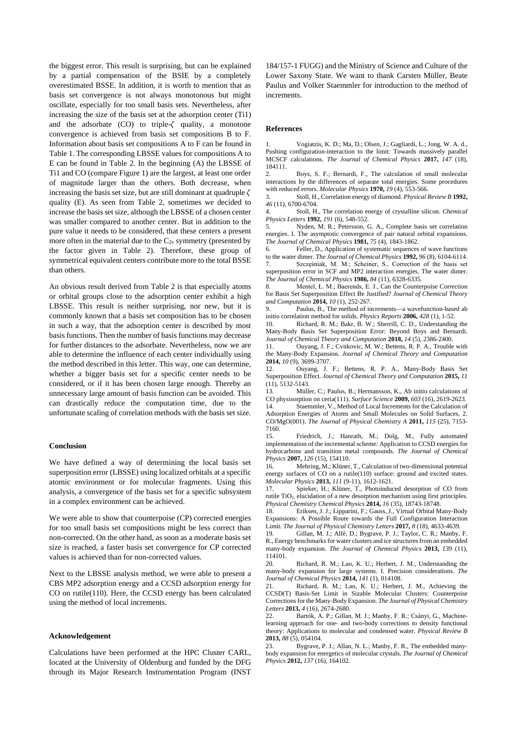the biggest error. This result is surprising, but can be explained by a partial compensation of the BSIE by a completely overestimated BSSE. In addition, it is worth to mention that as basis set convergence is not always monotonous but might oscillate, especially for too small basis sets. Nevertheless, after increasing the size of the basis set at the adsorption center (Ti1) and the adsorbate (CO) to triple-$\zeta$ quality, a monotone convergence is achieved from basis set compositions B to F. Information about basis set compositions A to F can be found in Table 1. The corresponding LBSSE values for compositions A to E can be found in Table 2. In the beginning (A) the LBSSE of Ti1 and CO (compare Figure 1) are the largest, at least one order of magnitude larger than the others. Both decrease, when increasing the basis set size, but are still dominant at quadruple $\zeta$ quality (E). As seen from Table 2, sometimes we decided to increase the basis set size, although the LBSSE of a chosen center was smaller compared to another center. But in addition to the pure value it needs to be considered, that these centers a present more often in the material due to the $C_{2v}$ symmetry (presented by the factor given in Table 2). Therefore, these group of symmetrical equivalent centers contribute more to the total BSSE than others.

An obvious result derived from Table 2 is that especially atoms or orbital groups close to the adsorption center exhibit a high LBSSE. This result is neither surprising, nor new, but it is commonly known that a basis set composition has to be chosen in such a way, that the adsorption center is described by most basis functions. Then the number of basis functions may decrease for further distances to the adsorbate. Nevertheless, now we are able to determine the influence of each center individually using the method described in this letter. This way, one can determine, whether a bigger basis set for a specific center needs to be considered, or if it has been chosen large enough. Thereby an unnecessary large amount of basis function can be avoided. This can drastically reduce the computation time, due to the unfortunate scaling of correlation methods with the basis set size.

**Conclusion**

We have defined a way of determining the local basis set superposition error (LBSSE) using localized orbitals at a specific atomic environment or for molecular fragments. Using this analysis, a convergence of the basis set for a specific subsystem in a complex environment can be achieved.

We were able to show that counterpoise (CP) corrected energies for too small basis set compositions might be less correct than non-corrected. On the other hand, as soon as a moderate basis set size is reached, a faster basis set convergence for CP corrected values is achieved than for non-corrected values.

Next to the LBSSE analysis method, we were able to present a CBS MP2 adsorption energy and a CCSD adsorption energy for CO on rutile(110). Here, the CCSD energy has been calculated using the method of local increments.

**Acknowledgement**

Calculations have been performed at the HPC Cluster CARL, located at the University of Oldenburg and funded by the DFG through its Major Research Instrumentation Program (INST 184/157-1 FUGG) and the Ministry of Science and Culture of the Lower Saxony State. We want to thank Carsten Müller, Beate Paulus and Volker Staemmler for introduction to the method of increments.

**References**

1. Vogiatzis, K. D.; Ma, D.; Olsen, J.; Gagliardi, L.; Jong, W. A. d., Pushing configuration-interaction to the limit: Towards massively parallel MCSCF calculations. *The Journal of Chemical Physics* **2017,** *147* (18), 184111.
2. Boys, S. F.; Bernardi, F., The calculation of small molecular interactions by the differences of separate total energies. Some procedures with reduced errors. *Molecular Physics* **1970,** *19* (4), 553-566.
3. Stoll, H., Correlation energy of diamond. *Physical Review B* **1992,** *46* (11), 6700-6704.
4. Stoll, H., The correlation energy of crystalline silicon. *Chemical Physics Letters* **1992,** *191* (6), 548-552.
5. Nyden, M. R.; Petersson, G. A., Complete basis set correlation energies. I. The asymptotic convergence of pair natural orbital expansions. *The Journal of Chemical Physics* **1981,** *75* (4), 1843-1862.
6. Feller, D., Application of systematic sequences of wave functions to the water dimer. *The Journal of Chemical Physics* **1992,** *96* (8), 6104-6114.
7. Szczęśniak, M. M.; Scheiner, S., Correction of the basis set superposition error in SCF and MP2 interaction energies. The water dimer. *The Journal of Chemical Physics* **1986,** *84* (11), 6328-6335.
8. Mentel, Ł. M.; Baerends, E. J., Can the Counterpoise Correction for Basis Set Superposition Effect Be Justified? *Journal of Chemical Theory and Computation* **2014,** *10* (1), 252-267.
9. Paulus, B., The method of increments—a wavefunction-based ab initio correlation method for solids. *Physics Reports* **2006,** *428* (1), 1-52.
10. Richard, R. M.; Bakr, B. W.; Sherrill, C. D., Understanding the Many-Body Basis Set Superposition Error: Beyond Boys and Bernardi. *Journal of Chemical Theory and Computation* **2018,** *14* (5), 2386-2400.
11. Ouyang, J. F.; Cvitkovic, M. W.; Bettens, R. P. A., Trouble with the Many-Body Expansion. *Journal of Chemical Theory and Computation* **2014,** *10* (9), 3699-3707.
12. Ouyang, J. F.; Bettens, R. P. A., Many-Body Basis Set Superposition Effect. *Journal of Chemical Theory and Computation* **2015,** *11* (11), 5132-5143.
13. Müller, C.; Paulus, B.; Hermansson, K., Ab initio calculations of CO physisorption on ceria(111). *Surface Science* **2009,** *603* (16), 2619-2623.
14. Staemmler, V., Method of Local Increments for the Calculation of Adsorption Energies of Atoms and Small Molecules on Solid Surfaces. 2. CO/MgO(001). *The Journal of Physical Chemistry A* **2011,** *115* (25), 7153-7160.
15. Friedrich, J.; Hanrath, M.; Dolg, M., Fully automated implementation of the incremental scheme: Application to CCSD energies for hydrocarbons and transition metal compounds. *The Journal of Chemical Physics* **2007,** *126* (15), 154110.
16. Mehring, M.; Klüner, T., Calculation of two-dimensional potential energy surfaces of CO on a rutile(110) surface: ground and excited states. *Molecular Physics* **2013,** *111* (9-11), 1612-1621.
17. Spieker, H.; Klüner, T., Photoinduced desorption of CO from rutile $TiO_2$ elucidation of a new desorption mechanism using first principles. *Physical Chemistry Chemical Physics* **2014,** *16* (35), 18743-18748.
18. Eriksen, J. J.; Lipparini, F.; Gauss, J., Virtual Orbital Many-Body Expansions: A Possible Route towards the Full Configuration Interaction Limit. *The Journal of Physical Chemistry Letters* **2017,** *8* (18), 4633-4639.
19. Gillan, M. J.; Alfè, D.; Bygrave, P. J.; Taylor, C. R.; Manby, F. R., Energy benchmarks for water clusters and ice structures from an embedded many-body expansion. *The Journal of Chemical Physics* **2013,** *139* (11), 114101.
20. Richard, R. M.; Lao, K. U.; Herbert, J. M., Understanding the many-body expansion for large systems. I. Precision considerations. *The Journal of Chemical Physics* **2014,** *141* (1), 014108.
21. Richard, R. M.; Lao, K. U.; Herbert, J. M., Achieving the CCSD(T) Basis-Set Limit in Sizable Molecular Clusters: Counterpoise Corrections for the Many-Body Expansion. *The Journal of Physical Chemistry Letters* **2013,** *4* (16), 2674-2680.
22. Bartók, A. P.; Gillan, M. J.; Manby, F. R.; Csányi, G., Machine-learning approach for one- and two-body corrections to density functional theory: Applications to molecular and condensed water. *Physical Review B* **2013,** *88* (5), 054104.
23. Bygrave, P. J.; Allan, N. L.; Manby, F. R., The embedded many-body expansion for energetics of molecular crystals. *The Journal of Chemical Physics* **2012,** *137* (16), 164102.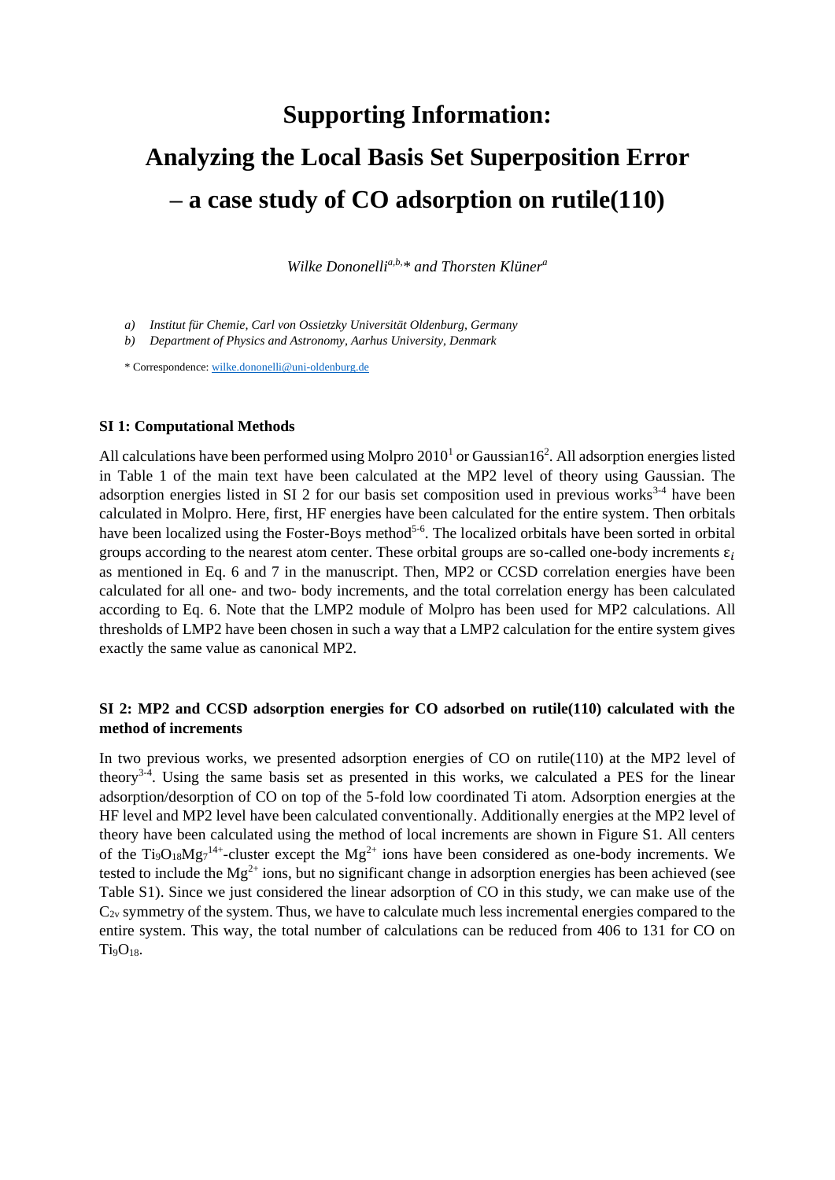# Supporting Information:
# Analyzing the Local Basis Set Superposition Error – a case study of CO adsorption on rutile(110)

*Wilke Dononelli[a,b,]* and Thorsten Klüner[a]*

a) *Institut für Chemie, Carl von Ossietzky Universität Oldenburg, Germany*
b) *Department of Physics and Astronomy, Aarhus University, Denmark*

\* Correspondence: wilke.dononelli@uni-oldenburg.de

### SI 1: Computational Methods

All calculations have been performed using Molpro 2010[1] or Gaussian16[2]. All adsorption energies listed in Table 1 of the main text have been calculated at the MP2 level of theory using Gaussian. The adsorption energies listed in SI 2 for our basis set composition used in previous works[3-4] have been calculated in Molpro. Here, first, HF energies have been calculated for the entire system. Then orbitals have been localized using the Foster-Boys method[5-6]. The localized orbitals have been sorted in orbital groups according to the nearest atom center. These orbital groups are so-called one-body increments $\varepsilon_i$ as mentioned in Eq. 6 and 7 in the manuscript. Then, MP2 or CCSD correlation energies have been calculated for all one- and two- body increments, and the total correlation energy has been calculated according to Eq. 6. Note that the LMP2 module of Molpro has been used for MP2 calculations. All thresholds of LMP2 have been chosen in such a way that a LMP2 calculation for the entire system gives exactly the same value as canonical MP2.

### SI 2: MP2 and CCSD adsorption energies for CO adsorbed on rutile(110) calculated with the method of increments

In two previous works, we presented adsorption energies of CO on rutile(110) at the MP2 level of theory[3-4]. Using the same basis set as presented in this works, we calculated a PES for the linear adsorption/desorption of CO on top of the 5-fold low coordinated Ti atom. Adsorption energies at the HF level and MP2 level have been calculated conventionally. Additionally energies at the MP2 level of theory have been calculated using the method of local increments are shown in Figure S1. All centers of the $Ti_9O_{18}Mg_7^{14+}$-cluster except the $Mg^{2+}$ ions have been considered as one-body increments. We tested to include the $Mg^{2+}$ ions, but no significant change in adsorption energies has been achieved (see Table S1). Since we just considered the linear adsorption of CO in this study, we can make use of the $C_{2v}$ symmetry of the system. Thus, we have to calculate much less incremental energies compared to the entire system. This way, the total number of calculations can be reduced from 406 to 131 for CO on $Ti_9O_{18}$.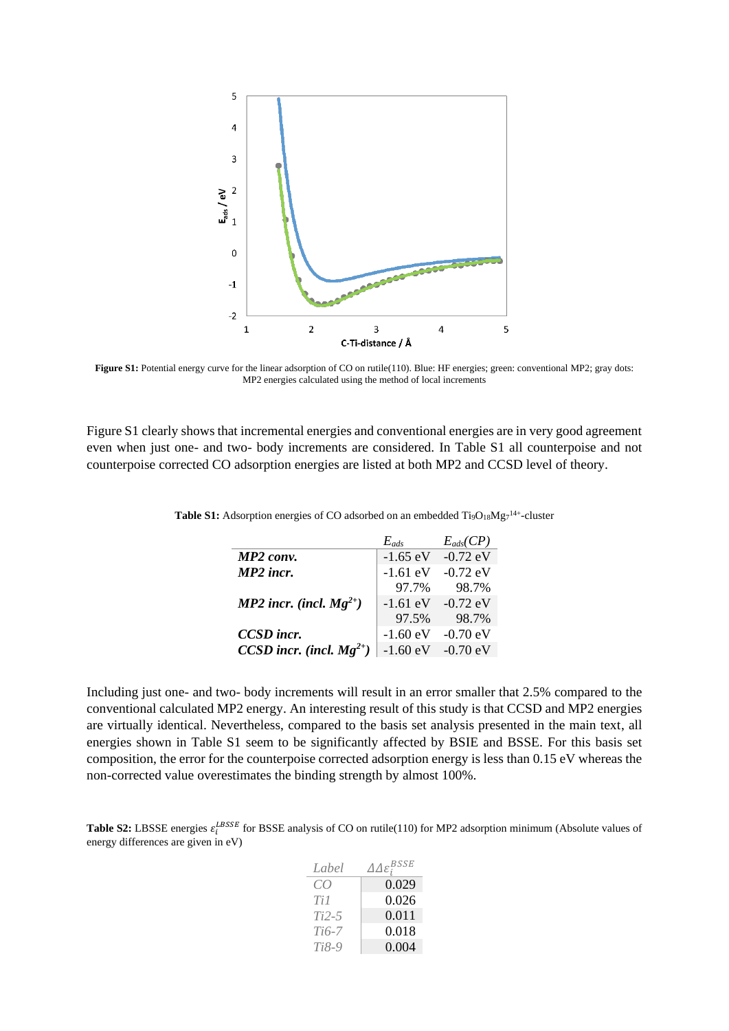**Figure S1:** Potential energy curve for the linear adsorption of CO on rutile(110). Blue: HF energies; green: conventional MP2; gray dots: MP2 energies calculated using the method of local increments

Figure S1 clearly shows that incremental energies and conventional energies are in very good agreement even when just one- and two- body increments are considered. In Table S1 all counterpoise and not counterpoise corrected CO adsorption energies are listed at both MP2 and CCSD level of theory.

**Table S1:** Adsorption energies of CO adsorbed on an embedded $Ti_9O_{18}Mg_7^{14+}$-cluster

| | $E_{ads}$ | $E_{ads}(CP)$ |
|---|---|---|
| ***MP2 conv.*** | -1.65 eV | -0.72 eV |
| ***MP2 incr.*** | -1.61 eV | -0.72 eV |
| | 97.7% | 98.7% |
| ***MP2 incr. (incl. $Mg^{2+}$)*** | -1.61 eV | -0.72 eV |
| | 97.5% | 98.7% |
| ***CCSD incr.*** | -1.60 eV | -0.70 eV |
| ***CCSD incr. (incl. $Mg^{2+}$)*** | -1.60 eV | -0.70 eV |

Including just one- and two- body increments will result in an error smaller that 2.5% compared to the conventional calculated MP2 energy. An interesting result of this study is that CCSD and MP2 energies are virtually identical. Nevertheless, compared to the basis set analysis presented in the main text, all energies shown in Table S1 seem to be significantly affected by BSIE and BSSE. For this basis set composition, the error for the counterpoise corrected adsorption energy is less than 0.15 eV whereas the non-corrected value overestimates the binding strength by almost 100%.

**Table S2:** LBSSE energies $\varepsilon_i^{LBSSE}$ for BSSE analysis of CO on rutile(110) for MP2 adsorption minimum (Absolute values of energy differences are given in eV)

| *Label* | $\Delta\Delta\varepsilon_i^{BSSE}$ |
|---|---|
| *CO* | 0.029 |
| *Ti1* | 0.026 |
| *Ti2-5* | 0.011 |
| *Ti6-7* | 0.018 |
| *Ti8-9* | 0.004 |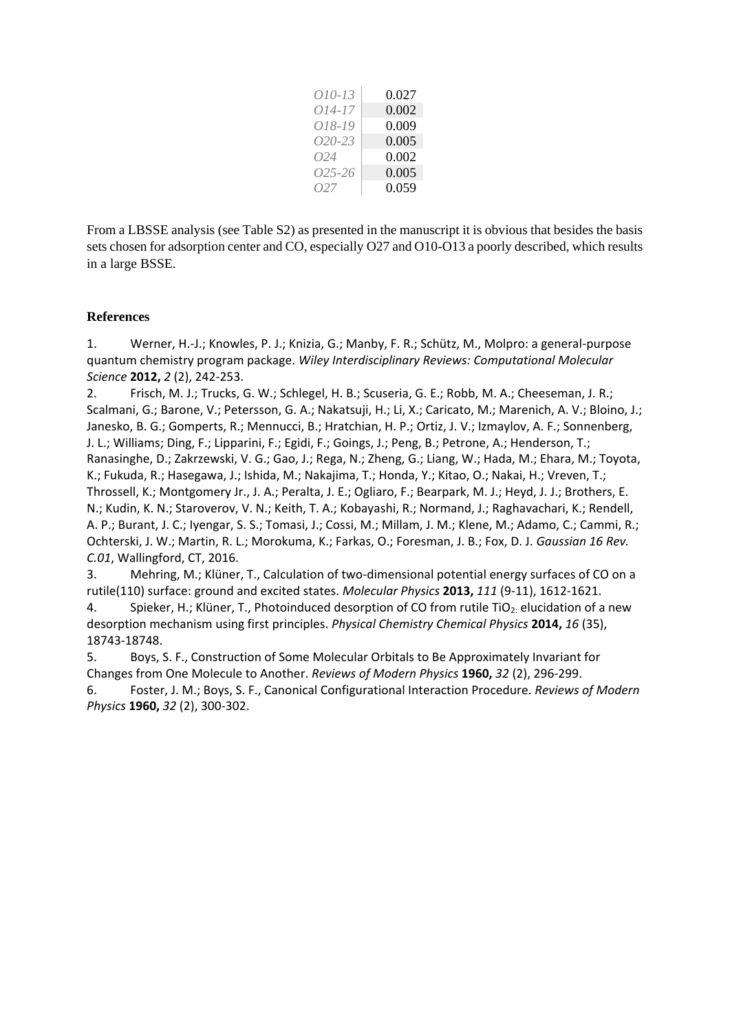| | |
|---|---|
| *O10-13* | 0.027 |
| *O14-17* | 0.002 |
| *O18-19* | 0.009 |
| *O20-23* | 0.005 |
| *O24* | 0.002 |
| *O25-26* | 0.005 |
| *O27* | 0.059 |

From a LBSSE analysis (see Table S2) as presented in the manuscript it is obvious that besides the basis sets chosen for adsorption center and CO, especially O27 and O10-O13 a poorly described, which results in a large BSSE.

### References

1. Werner, H.-J.; Knowles, P. J.; Knizia, G.; Manby, F. R.; Schütz, M., Molpro: a general-purpose quantum chemistry program package. *Wiley Interdisciplinary Reviews: Computational Molecular Science* **2012,** *2* (2), 242-253.
2. Frisch, M. J.; Trucks, G. W.; Schlegel, H. B.; Scuseria, G. E.; Robb, M. A.; Cheeseman, J. R.; Scalmani, G.; Barone, V.; Petersson, G. A.; Nakatsuji, H.; Li, X.; Caricato, M.; Marenich, A. V.; Bloino, J.; Janesko, B. G.; Gomperts, R.; Mennucci, B.; Hratchian, H. P.; Ortiz, J. V.; Izmaylov, A. F.; Sonnenberg, J. L.; Williams; Ding, F.; Lipparini, F.; Egidi, F.; Goings, J.; Peng, B.; Petrone, A.; Henderson, T.; Ranasinghe, D.; Zakrzewski, V. G.; Gao, J.; Rega, N.; Zheng, G.; Liang, W.; Hada, M.; Ehara, M.; Toyota, K.; Fukuda, R.; Hasegawa, J.; Ishida, M.; Nakajima, T.; Honda, Y.; Kitao, O.; Nakai, H.; Vreven, T.; Throssell, K.; Montgomery Jr., J. A.; Peralta, J. E.; Ogliaro, F.; Bearpark, M. J.; Heyd, J. J.; Brothers, E. N.; Kudin, K. N.; Staroverov, V. N.; Keith, T. A.; Kobayashi, R.; Normand, J.; Raghavachari, K.; Rendell, A. P.; Burant, J. C.; Iyengar, S. S.; Tomasi, J.; Cossi, M.; Millam, J. M.; Klene, M.; Adamo, C.; Cammi, R.; Ochterski, J. W.; Martin, R. L.; Morokuma, K.; Farkas, O.; Foresman, J. B.; Fox, D. J. *Gaussian 16 Rev. C.01*, Wallingford, CT, 2016.
3. Mehring, M.; Klüner, T., Calculation of two-dimensional potential energy surfaces of CO on a rutile(110) surface: ground and excited states. *Molecular Physics* **2013,** *111* (9-11), 1612-1621.
4. Spieker, H.; Klüner, T., Photoinduced desorption of CO from rutile $TiO_2$: elucidation of a new desorption mechanism using first principles. *Physical Chemistry Chemical Physics* **2014,** *16* (35), 18743-18748.
5. Boys, S. F., Construction of Some Molecular Orbitals to Be Approximately Invariant for Changes from One Molecule to Another. *Reviews of Modern Physics* **1960,** *32* (2), 296-299.
6. Foster, J. M.; Boys, S. F., Canonical Configurational Interaction Procedure. *Reviews of Modern Physics* **1960,** *32* (2), 300-302.